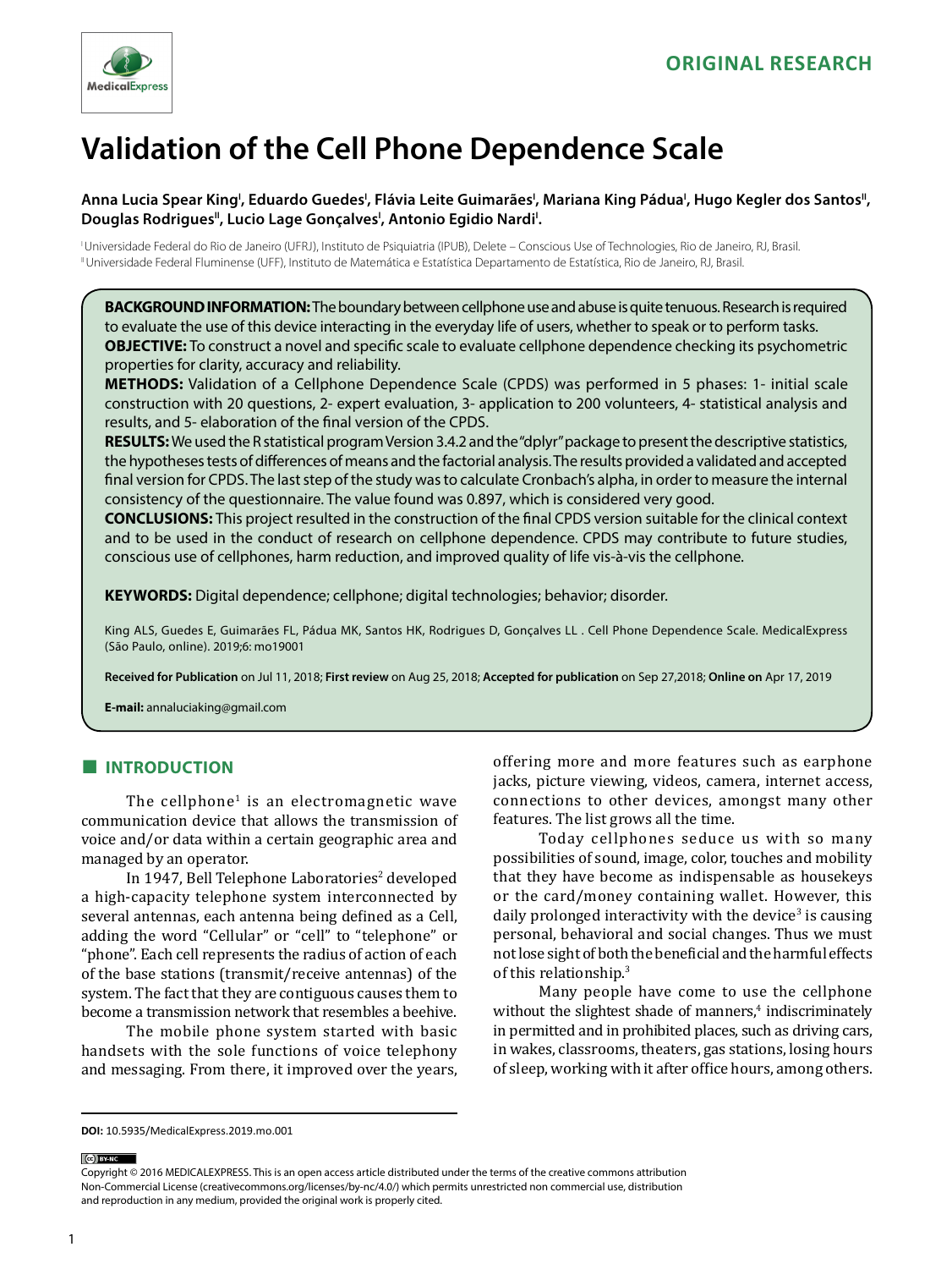ORIGINAL RESEARCH

# Validation of the Cell Phone Dependence Scale

**Anna Lucia Spear King[I], Eduardo Guedes[I], Flávia Leite Guimarães[I], Mariana King Pádua[I], Hugo Kegler dos Santos[II], Douglas Rodrigues[II], Lucio Lage Gonçalves[I], Antonio Egidio Nardi[I].**

[I] Universidade Federal do Rio de Janeiro (UFRJ), Instituto de Psiquiatria (IPUB), Delete – Conscious Use of Technologies, Rio de Janeiro, RJ, Brasil.
[II] Universidade Federal Fluminense (UFF), Instituto de Matemática e Estatística Departamento de Estatística, Rio de Janeiro, RJ, Brasil.

**BACKGROUND INFORMATION:** The boundary between cellphone use and abuse is quite tenuous. Research is required to evaluate the use of this device interacting in the everyday life of users, whether to speak or to perform tasks.
**OBJECTIVE:** To construct a novel and specific scale to evaluate cellphone dependence checking its psychometric properties for clarity, accuracy and reliability.
**METHODS:** Validation of a Cellphone Dependence Scale (CPDS) was performed in 5 phases: 1- initial scale construction with 20 questions, 2- expert evaluation, 3- application to 200 volunteers, 4- statistical analysis and results, and 5- elaboration of the final version of the CPDS.
**RESULTS:** We used the R statistical program Version 3.4.2 and the "dplyr" package to present the descriptive statistics, the hypotheses tests of differences of means and the factorial analysis. The results provided a validated and accepted final version for CPDS. The last step of the study was to calculate Cronbach's alpha, in order to measure the internal consistency of the questionnaire. The value found was 0.897, which is considered very good.
**CONCLUSIONS:** This project resulted in the construction of the final CPDS version suitable for the clinical context and to be used in the conduct of research on cellphone dependence. CPDS may contribute to future studies, conscious use of cellphones, harm reduction, and improved quality of life vis-à-vis the cellphone.

**KEYWORDS:** Digital dependence; cellphone; digital technologies; behavior; disorder.

King ALS, Guedes E, Guimarães FL, Pádua MK, Santos HK, Rodrigues D, Gonçalves LL . Cell Phone Dependence Scale. MedicalExpress (São Paulo, online). 2019;6: mo19001

**Received for Publication** on Jul 11, 2018; **First review** on Aug 25, 2018; **Accepted for publication** on Sep 27,2018; **Online on** Apr 17, 2019

**E-mail:** annaluciaking@gmail.com

## INTRODUCTION

The cellphone[1] is an electromagnetic wave communication device that allows the transmission of voice and/or data within a certain geographic area and managed by an operator.

In 1947, Bell Telephone Laboratories[2] developed a high-capacity telephone system interconnected by several antennas, each antenna being defined as a Cell, adding the word "Cellular" or "cell" to "telephone" or "phone". Each cell represents the radius of action of each of the base stations (transmit/receive antennas) of the system. The fact that they are contiguous causes them to become a transmission network that resembles a beehive.

The mobile phone system started with basic handsets with the sole functions of voice telephony and messaging. From there, it improved over the years, offering more and more features such as earphone jacks, picture viewing, videos, camera, internet access, connections to other devices, amongst many other features. The list grows all the time.

Today cellphones seduce us with so many possibilities of sound, image, color, touches and mobility that they have become as indispensable as housekeys or the card/money containing wallet. However, this daily prolonged interactivity with the device[3] is causing personal, behavioral and social changes. Thus we must not lose sight of both the beneficial and the harmful effects of this relationship.[3]

Many people have come to use the cellphone without the slightest shade of manners,[4] indiscriminately in permitted and in prohibited places, such as driving cars, in wakes, classrooms, theaters, gas stations, losing hours of sleep, working with it after office hours, among others.

**DOI:** 10.5935/MedicalExpress.2019.mo.001

Copyright © 2016 MEDICALEXPRESS. This is an open access article distributed under the terms of the creative commons attribution Non-Commercial License (creativecommons.org/licenses/by-nc/4.0/) which permits unrestricted non commercial use, distribution and reproduction in any medium, provided the original work is properly cited.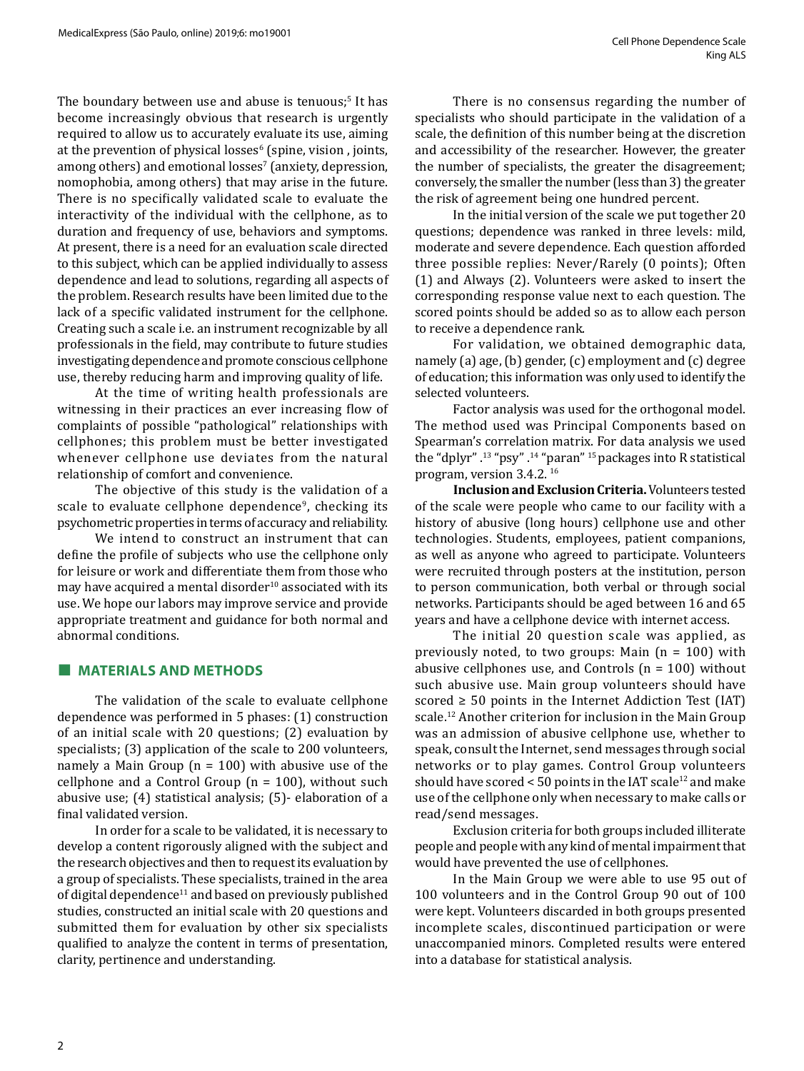The boundary between use and abuse is tenuous;[5] It has become increasingly obvious that research is urgently required to allow us to accurately evaluate its use, aiming at the prevention of physical losses[6] (spine, vision , joints, among others) and emotional losses[7] (anxiety, depression, nomophobia, among others) that may arise in the future. There is no specifically validated scale to evaluate the interactivity of the individual with the cellphone, as to duration and frequency of use, behaviors and symptoms. At present, there is a need for an evaluation scale directed to this subject, which can be applied individually to assess dependence and lead to solutions, regarding all aspects of the problem. Research results have been limited due to the lack of a specific validated instrument for the cellphone. Creating such a scale i.e. an instrument recognizable by all professionals in the field, may contribute to future studies investigating dependence and promote conscious cellphone use, thereby reducing harm and improving quality of life.

At the time of writing health professionals are witnessing in their practices an ever increasing flow of complaints of possible "pathological" relationships with cellphones; this problem must be better investigated whenever cellphone use deviates from the natural relationship of comfort and convenience.

The objective of this study is the validation of a scale to evaluate cellphone dependence[9], checking its psychometric properties in terms of accuracy and reliability.

We intend to construct an instrument that can define the profile of subjects who use the cellphone only for leisure or work and differentiate them from those who may have acquired a mental disorder[10] associated with its use. We hope our labors may improve service and provide appropriate treatment and guidance for both normal and abnormal conditions.

## MATERIALS AND METHODS

The validation of the scale to evaluate cellphone dependence was performed in 5 phases: (1) construction of an initial scale with 20 questions; (2) evaluation by specialists; (3) application of the scale to 200 volunteers, namely a Main Group (n = 100) with abusive use of the cellphone and a Control Group (n = 100), without such abusive use; (4) statistical analysis; (5)- elaboration of a final validated version.

In order for a scale to be validated, it is necessary to develop a content rigorously aligned with the subject and the research objectives and then to request its evaluation by a group of specialists. These specialists, trained in the area of digital dependence[11] and based on previously published studies, constructed an initial scale with 20 questions and submitted them for evaluation by other six specialists qualified to analyze the content in terms of presentation, clarity, pertinence and understanding.

There is no consensus regarding the number of specialists who should participate in the validation of a scale, the definition of this number being at the discretion and accessibility of the researcher. However, the greater the number of specialists, the greater the disagreement; conversely, the smaller the number (less than 3) the greater the risk of agreement being one hundred percent.

In the initial version of the scale we put together 20 questions; dependence was ranked in three levels: mild, moderate and severe dependence. Each question afforded three possible replies: Never/Rarely (0 points); Often (1) and Always (2). Volunteers were asked to insert the corresponding response value next to each question. The scored points should be added so as to allow each person to receive a dependence rank.

For validation, we obtained demographic data, namely (a) age, (b) gender, (c) employment and (c) degree of education; this information was only used to identify the selected volunteers.

Factor analysis was used for the orthogonal model. The method used was Principal Components based on Spearman's correlation matrix. For data analysis we used the "dplyr" .[13] "psy" .[14] "paran" [15] packages into R statistical program, version 3.4.2. [16]

**Inclusion and Exclusion Criteria.** Volunteers tested of the scale were people who came to our facility with a history of abusive (long hours) cellphone use and other technologies. Students, employees, patient companions, as well as anyone who agreed to participate. Volunteers were recruited through posters at the institution, person to person communication, both verbal or through social networks. Participants should be aged between 16 and 65 years and have a cellphone device with internet access.

The initial 20 question scale was applied, as previously noted, to two groups: Main (n = 100) with abusive cellphones use, and Controls (n = 100) without such abusive use. Main group volunteers should have scored ≥ 50 points in the Internet Addiction Test (IAT) scale.[12] Another criterion for inclusion in the Main Group was an admission of abusive cellphone use, whether to speak, consult the Internet, send messages through social networks or to play games. Control Group volunteers should have scored < 50 points in the IAT scale[12] and make use of the cellphone only when necessary to make calls or read/send messages.

Exclusion criteria for both groups included illiterate people and people with any kind of mental impairment that would have prevented the use of cellphones.

In the Main Group we were able to use 95 out of 100 volunteers and in the Control Group 90 out of 100 were kept. Volunteers discarded in both groups presented incomplete scales, discontinued participation or were unaccompanied minors. Completed results were entered into a database for statistical analysis.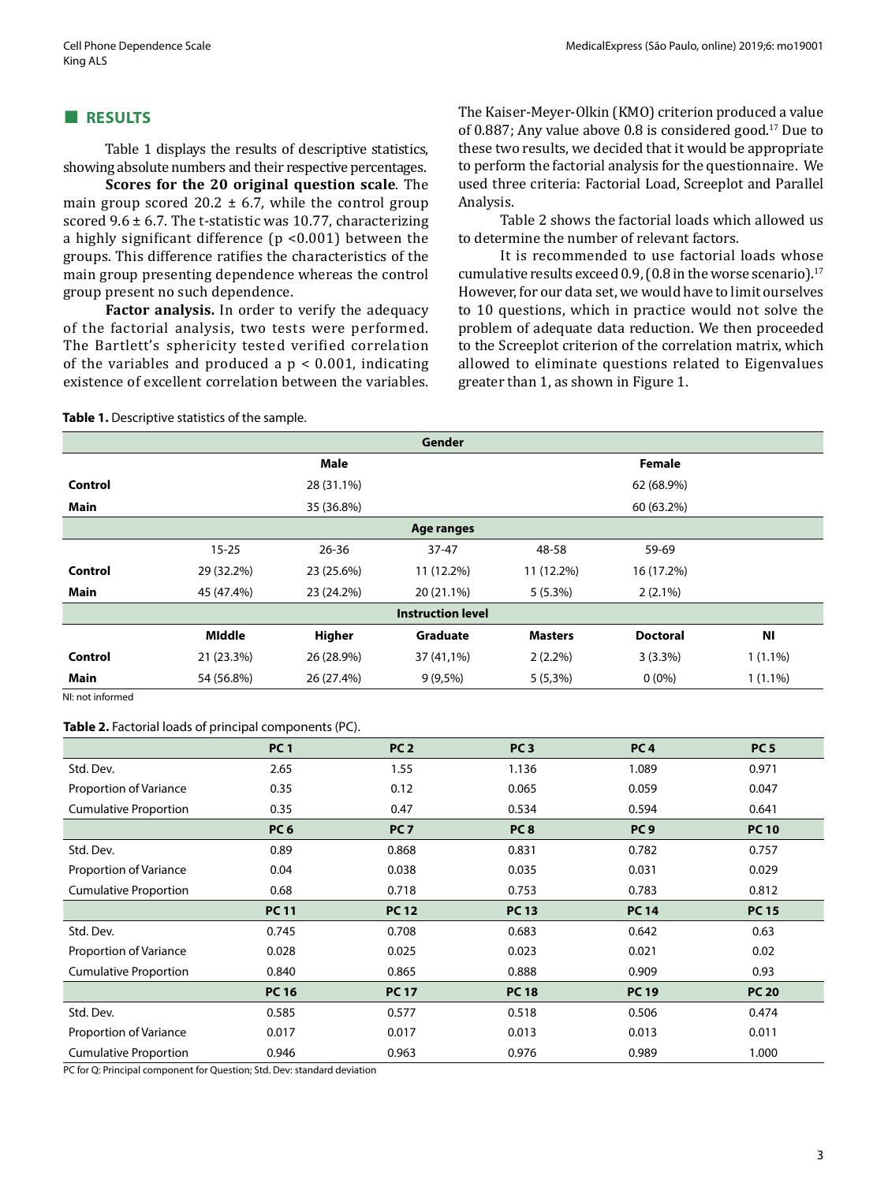## RESULTS

Table 1 displays the results of descriptive statistics, showing absolute numbers and their respective percentages.

**Scores for the 20 original question scale**. The main group scored 20.2 ± 6.7, while the control group scored 9.6 ± 6.7. The t-statistic was 10.77, characterizing a highly significant difference ($p < 0.001$) between the groups. This difference ratifies the characteristics of the main group presenting dependence whereas the control group present no such dependence.

**Factor analysis.** In order to verify the adequacy of the factorial analysis, two tests were performed. The Bartlett's sphericity tested verified correlation of the variables and produced a $p < 0.001$, indicating existence of excellent correlation between the variables. The Kaiser-Meyer-Olkin (KMO) criterion produced a value of 0.887; Any value above 0.8 is considered good.[17] Due to these two results, we decided that it would be appropriate to perform the factorial analysis for the questionnaire. We used three criteria: Factorial Load, Screeplot and Parallel Analysis.

Table 2 shows the factorial loads which allowed us to determine the number of relevant factors.

It is recommended to use factorial loads whose cumulative results exceed 0.9, (0.8 in the worse scenario).[17] However, for our data set, we would have to limit ourselves to 10 questions, which in practice would not solve the problem of adequate data reduction. We then proceeded to the Screeplot criterion of the correlation matrix, which allowed to eliminate questions related to Eigenvalues greater than 1, as shown in Figure 1.

**Table 1.** Descriptive statistics of the sample.

| | Gender | | | | | |
|---|---|---|---|---|---|---|
| | Male | | | Female | | |
| **Control** | 28 (31.1%) | | | 62 (68.9%) | | |
| **Main** | 35 (36.8%) | | | 60 (63.2%) | | |
| | **Age ranges** | | | | | |
| | 15-25 | 26-36 | 37-47 | 48-58 | 59-69 | |
| **Control** | 29 (32.2%) | 23 (25.6%) | 11 (12.2%) | 11 (12.2%) | 16 (17.2%) | |
| **Main** | 45 (47.4%) | 23 (24.2%) | 20 (21.1%) | 5 (5.3%) | 2 (2.1%) | |
| | **Instruction level** | | | | | |
| | **MIddle** | **Higher** | **Graduate** | **Masters** | **Doctoral** | **NI** |
| **Control** | 21 (23.3%) | 26 (28.9%) | 37 (41,1%) | 2 (2.2%) | 3 (3.3%) | 1 (1.1%) |
| **Main** | 54 (56.8%) | 26 (27.4%) | 9 (9,5%) | 5 (5,3%) | 0 (0%) | 1 (1.1%) |

NI: not informed

**Table 2.** Factorial loads of principal components (PC).

| | PC 1 | PC 2 | PC 3 | PC 4 | PC 5 |
|---|---|---|---|---|---|
| Std. Dev. | 2.65 | 1.55 | 1.136 | 1.089 | 0.971 |
| Proportion of Variance | 0.35 | 0.12 | 0.065 | 0.059 | 0.047 |
| Cumulative Proportion | 0.35 | 0.47 | 0.534 | 0.594 | 0.641 |
| | **PC 6** | **PC 7** | **PC 8** | **PC 9** | **PC 10** |
| Std. Dev. | 0.89 | 0.868 | 0.831 | 0.782 | 0.757 |
| Proportion of Variance | 0.04 | 0.038 | 0.035 | 0.031 | 0.029 |
| Cumulative Proportion | 0.68 | 0.718 | 0.753 | 0.783 | 0.812 |
| | **PC 11** | **PC 12** | **PC 13** | **PC 14** | **PC 15** |
| Std. Dev. | 0.745 | 0.708 | 0.683 | 0.642 | 0.63 |
| Proportion of Variance | 0.028 | 0.025 | 0.023 | 0.021 | 0.02 |
| Cumulative Proportion | 0.840 | 0.865 | 0.888 | 0.909 | 0.93 |
| | **PC 16** | **PC 17** | **PC 18** | **PC 19** | **PC 20** |
| Std. Dev. | 0.585 | 0.577 | 0.518 | 0.506 | 0.474 |
| Proportion of Variance | 0.017 | 0.017 | 0.013 | 0.013 | 0.011 |
| Cumulative Proportion | 0.946 | 0.963 | 0.976 | 0.989 | 1.000 |

PC for Q: Principal component for Question; Std. Dev: standard deviation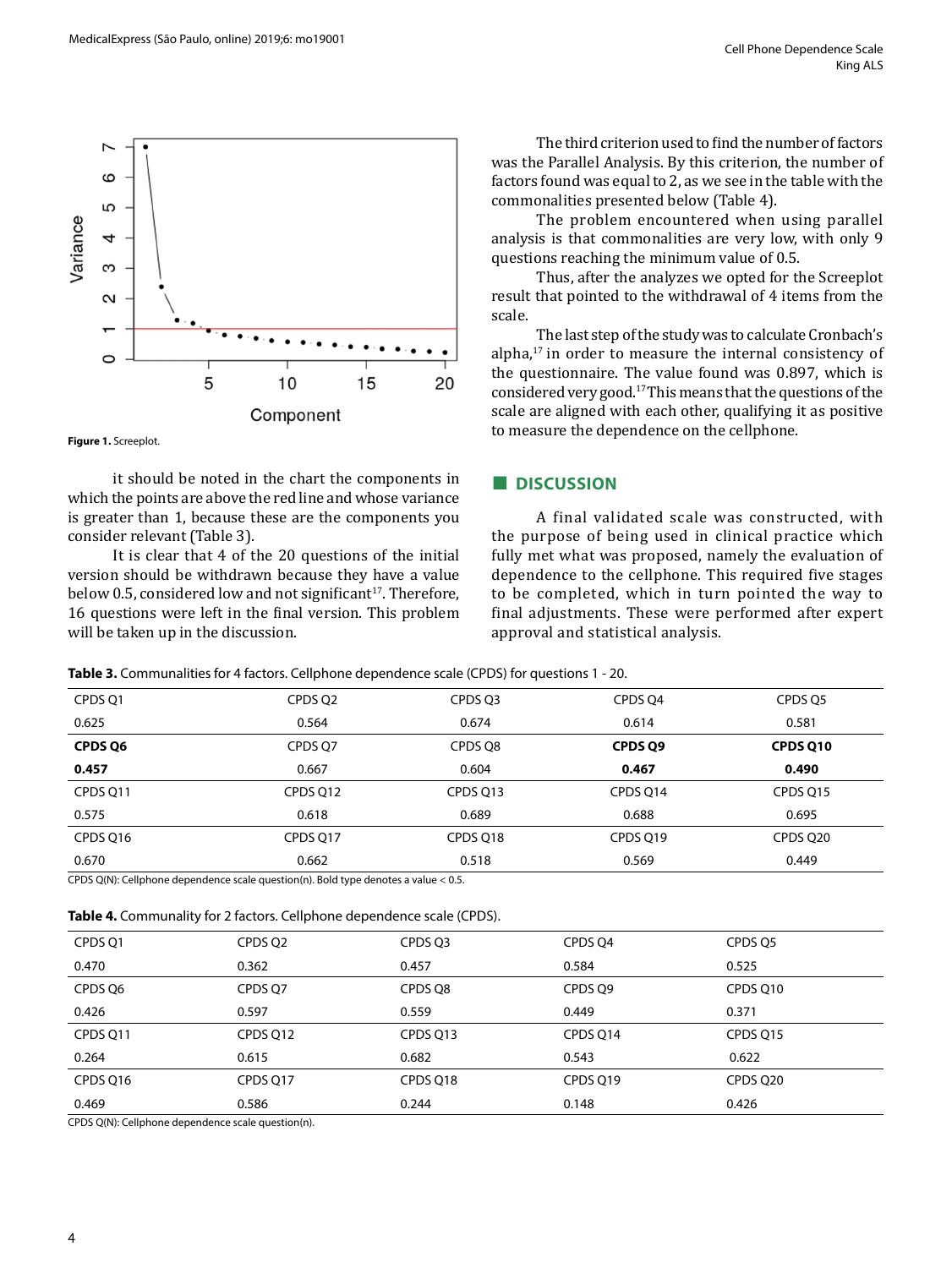Figure 1. Screeplot.

it should be noted in the chart the components in which the points are above the red line and whose variance is greater than 1, because these are the components you consider relevant (Table 3).

It is clear that 4 of the 20 questions of the initial version should be withdrawn because they have a value below 0.5, considered low and not significant[17]. Therefore, 16 questions were left in the final version. This problem will be taken up in the discussion.

The third criterion used to find the number of factors was the Parallel Analysis. By this criterion, the number of factors found was equal to 2, as we see in the table with the commonalities presented below (Table 4).

The problem encountered when using parallel analysis is that commonalities are very low, with only 9 questions reaching the minimum value of 0.5.

Thus, after the analyzes we opted for the Screeplot result that pointed to the withdrawal of 4 items from the scale.

The last step of the study was to calculate Cronbach's alpha,[17] in order to measure the internal consistency of the questionnaire. The value found was 0.897, which is considered very good.[17] This means that the questions of the scale are aligned with each other, qualifying it as positive to measure the dependence on the cellphone.

## DISCUSSION

A final validated scale was constructed, with the purpose of being used in clinical practice which fully met what was proposed, namely the evaluation of dependence to the cellphone. This required five stages to be completed, which in turn pointed the way to final adjustments. These were performed after expert approval and statistical analysis.

**Table 3.** Communalities for 4 factors. Cellphone dependence scale (CPDS) for questions 1 - 20.

| CPDS Q1 | CPDS Q2 | CPDS Q3 | CPDS Q4 | CPDS Q5 |
|---|---|---|---|---|
| 0.625 | 0.564 | 0.674 | 0.614 | 0.581 |
| **CPDS Q6** | CPDS Q7 | CPDS Q8 | **CPDS Q9** | **CPDS Q10** |
| **0.457** | 0.667 | 0.604 | **0.467** | **0.490** |
| CPDS Q11 | CPDS Q12 | CPDS Q13 | CPDS Q14 | CPDS Q15 |
| 0.575 | 0.618 | 0.689 | 0.688 | 0.695 |
| CPDS Q16 | CPDS Q17 | CPDS Q18 | CPDS Q19 | CPDS Q20 |
| 0.670 | 0.662 | 0.518 | 0.569 | 0.449 |

CPDS Q(N): Cellphone dependence scale question(n). Bold type denotes a value < 0.5.

**Table 4.** Communality for 2 factors. Cellphone dependence scale (CPDS).

| CPDS Q1 | CPDS Q2 | CPDS Q3 | CPDS Q4 | CPDS Q5 |
|---|---|---|---|---|
| 0.470 | 0.362 | 0.457 | 0.584 | 0.525 |
| CPDS Q6 | CPDS Q7 | CPDS Q8 | CPDS Q9 | CPDS Q10 |
| 0.426 | 0.597 | 0.559 | 0.449 | 0.371 |
| CPDS Q11 | CPDS Q12 | CPDS Q13 | CPDS Q14 | CPDS Q15 |
| 0.264 | 0.615 | 0.682 | 0.543 | 0.622 |
| CPDS Q16 | CPDS Q17 | CPDS Q18 | CPDS Q19 | CPDS Q20 |
| 0.469 | 0.586 | 0.244 | 0.148 | 0.426 |

CPDS Q(N): Cellphone dependence scale question(n).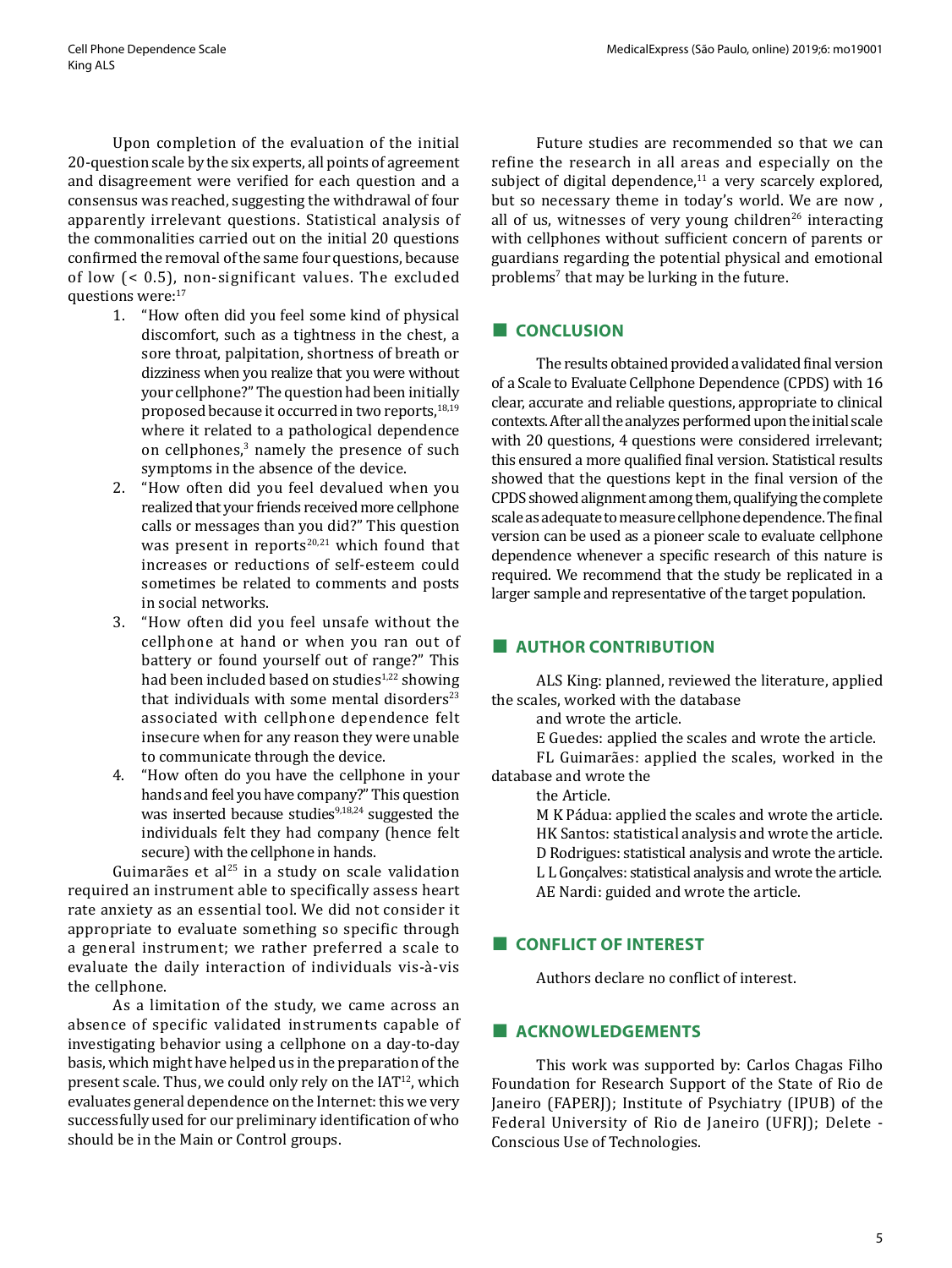Upon completion of the evaluation of the initial 20-question scale by the six experts, all points of agreement and disagreement were verified for each question and a consensus was reached, suggesting the withdrawal of four apparently irrelevant questions. Statistical analysis of the commonalities carried out on the initial 20 questions confirmed the removal of the same four questions, because of low (< 0.5), non-significant values. The excluded questions were:[17]

1. "How often did you feel some kind of physical discomfort, such as a tightness in the chest, a sore throat, palpitation, shortness of breath or dizziness when you realize that you were without your cellphone?" The question had been initially proposed because it occurred in two reports,[18,19] where it related to a pathological dependence on cellphones,[3] namely the presence of such symptoms in the absence of the device.
2. "How often did you feel devalued when you realized that your friends received more cellphone calls or messages than you did?" This question was present in reports[20,21] which found that increases or reductions of self-esteem could sometimes be related to comments and posts in social networks.
3. "How often did you feel unsafe without the cellphone at hand or when you ran out of battery or found yourself out of range?" This had been included based on studies[1,22] showing that individuals with some mental disorders[23] associated with cellphone dependence felt insecure when for any reason they were unable to communicate through the device.
4. "How often do you have the cellphone in your hands and feel you have company?" This question was inserted because studies[9,18,24] suggested the individuals felt they had company (hence felt secure) with the cellphone in hands.

Guimarães et al[25] in a study on scale validation required an instrument able to specifically assess heart rate anxiety as an essential tool. We did not consider it appropriate to evaluate something so specific through a general instrument; we rather preferred a scale to evaluate the daily interaction of individuals vis-à-vis the cellphone.

As a limitation of the study, we came across an absence of specific validated instruments capable of investigating behavior using a cellphone on a day-to-day basis, which might have helped us in the preparation of the present scale. Thus, we could only rely on the IAT[12], which evaluates general dependence on the Internet: this we very successfully used for our preliminary identification of who should be in the Main or Control groups.

Future studies are recommended so that we can refine the research in all areas and especially on the subject of digital dependence,[11] a very scarcely explored, but so necessary theme in today's world. We are now , all of us, witnesses of very young children[26] interacting with cellphones without sufficient concern of parents or guardians regarding the potential physical and emotional problems[7] that may be lurking in the future.

## CONCLUSION

The results obtained provided a validated final version of a Scale to Evaluate Cellphone Dependence (CPDS) with 16 clear, accurate and reliable questions, appropriate to clinical contexts. After all the analyzes performed upon the initial scale with 20 questions, 4 questions were considered irrelevant; this ensured a more qualified final version. Statistical results showed that the questions kept in the final version of the CPDS showed alignment among them, qualifying the complete scale as adequate to measure cellphone dependence. The final version can be used as a pioneer scale to evaluate cellphone dependence whenever a specific research of this nature is required. We recommend that the study be replicated in a larger sample and representative of the target population.

## AUTHOR CONTRIBUTION

ALS King: planned, reviewed the literature, applied the scales, worked with the database and wrote the article.

E Guedes: applied the scales and wrote the article.

FL Guimarães: applied the scales, worked in the database and wrote the the Article.

M K Pádua: applied the scales and wrote the article.

HK Santos: statistical analysis and wrote the article.

D Rodrigues: statistical analysis and wrote the article.

L L Gonçalves: statistical analysis and wrote the article.

AE Nardi: guided and wrote the article.

## CONFLICT OF INTEREST

Authors declare no conflict of interest.

## ACKNOWLEDGEMENTS

This work was supported by: Carlos Chagas Filho Foundation for Research Support of the State of Rio de Janeiro (FAPERJ); Institute of Psychiatry (IPUB) of the Federal University of Rio de Janeiro (UFRJ); Delete - Conscious Use of Technologies.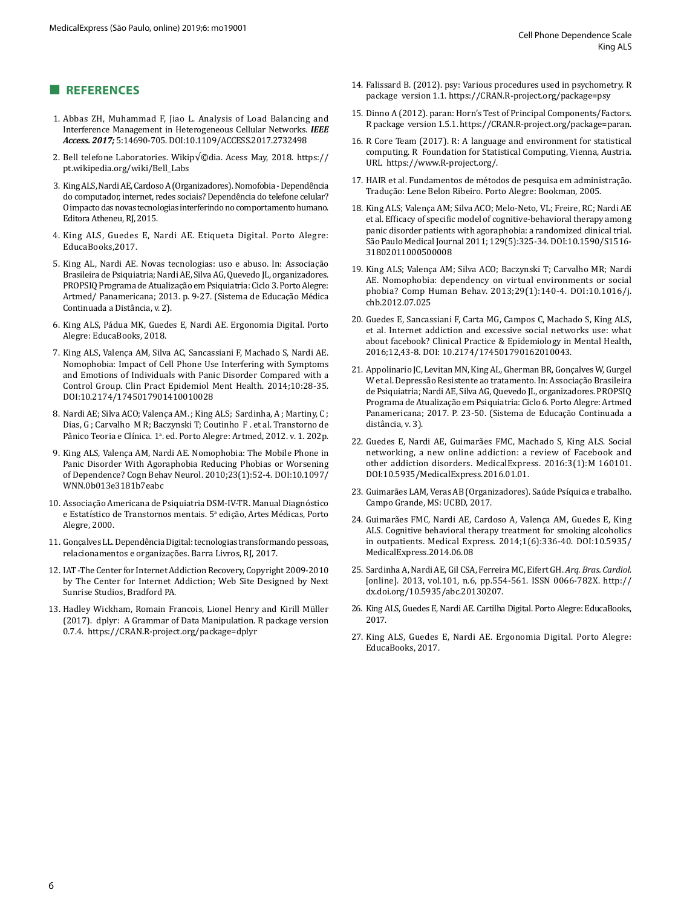## REFERENCES

1. Abbas ZH, Muhammad F, Jiao L. Analysis of Load Balancing and Interference Management in Heterogeneous Cellular Networks. ***IEEE Access. 2017;*** 5:14690-705. DOI:10.1109/ACCESS.2017.2732498
2. Bell telefone Laboratories. Wikip√©dia. Acess May, 2018. https://pt.wikipedia.org/wiki/Bell_Labs
3. King ALS, Nardi AE, Cardoso A (Organizadores). Nomofobia - Dependência do computador, internet, redes sociais? Dependência do telefone celular? O impacto das novas tecnologias interferindo no comportamento humano. Editora Atheneu, RJ, 2015.
4. King ALS, Guedes E, Nardi AE. Etiqueta Digital. Porto Alegre: EducaBooks,2017.
5. King AL, Nardi AE. Novas tecnologias: uso e abuso. In: Associação Brasileira de Psiquiatria; Nardi AE, Silva AG, Quevedo JL, organizadores. PROPSIQ Programa de Atualização em Psiquiatria: Ciclo 3. Porto Alegre: Artmed/ Panamericana; 2013. p. 9-27. (Sistema de Educação Médica Continuada a Distância, v. 2).
6. King ALS, Pádua MK, Guedes E, Nardi AE. Ergonomia Digital. Porto Alegre: EducaBooks, 2018.
7. King ALS, Valença AM, Silva AC, Sancassiani F, Machado S, Nardi AE. Nomophobia: Impact of Cell Phone Use Interfering with Symptoms and Emotions of Individuals with Panic Disorder Compared with a Control Group. Clin Pract Epidemiol Ment Health. 2014;10:28-35. DOI:10.2174/1745017901410010028
8. Nardi AE; Silva ACO; Valença AM. ; King ALS; Sardinha, A ; Martiny, C ; Dias, G ; Carvalho M R; Baczynski T; Coutinho F . et al. Transtorno de Pânico Teoria e Clínica. 1ª. ed. Porto Alegre: Artmed, 2012. v. 1. 202p.
9. King ALS, Valença AM, Nardi AE. Nomophobia: The Mobile Phone in Panic Disorder With Agoraphobia Reducing Phobias or Worsening of Dependence? Cogn Behav Neurol. 2010;23(1):52-4. DOI:10.1097/WNN.0b013e3181b7eabc
10. Associação Americana de Psiquiatria DSM-IV-TR. Manual Diagnóstico e Estatístico de Transtornos mentais. 5ª edição, Artes Médicas, Porto Alegre, 2000.
11. Gonçalves LL. Dependência Digital: tecnologias transformando pessoas, relacionamentos e organizações. Barra Livros, RJ, 2017.
12. IAT -The Center for Internet Addiction Recovery, Copyright 2009-2010 by The Center for Internet Addiction; Web Site Designed by Next Sunrise Studios, Bradford PA.
13. Hadley Wickham, Romain Francois, Lionel Henry and Kirill Müller (2017). dplyr: A Grammar of Data Manipulation. R package version 0.7.4. https://CRAN.R-project.org/package=dplyr
14. Falissard B. (2012). psy: Various procedures used in psychometry. R package version 1.1. https://CRAN.R-project.org/package=psy
15. Dinno A (2012). paran: Horn's Test of Principal Components/Factors. R package version 1.5.1. https://CRAN.R-project.org/package=paran.
16. R Core Team (2017). R: A language and environment for statistical computing. R Foundation for Statistical Computing, Vienna, Austria. URL https://www.R-project.org/.
17. HAIR et al. Fundamentos de métodos de pesquisa em administração. Tradução: Lene Belon Ribeiro. Porto Alegre: Bookman, 2005.
18. King ALS; Valença AM; Silva ACO; Melo-Neto, VL; Freire, RC; Nardi AE et al. Efficacy of specific model of cognitive-behavioral therapy among panic disorder patients with agoraphobia: a randomized clinical trial. São Paulo Medical Journal 2011; 129(5):325-34. DOI:10.1590/S1516-31802011000500008
19. King ALS; Valença AM; Silva ACO; Baczynski T; Carvalho MR; Nardi AE. Nomophobia: dependency on virtual environments or social phobia? Comp Human Behav. 2013;29(1):140-4. DOI:10.1016/j.chb.2012.07.025
20. Guedes E, Sancassiani F, Carta MG, Campos C, Machado S, King ALS, et al. Internet addiction and excessive social networks use: what about facebook? Clinical Practice & Epidemiology in Mental Health, 2016;12,43-8. DOI: 10.2174/1745017901620100 43.
21. Appolinario JC, Levitan MN, King AL, Gherman BR, Gonçalves W, Gurgel W et al. Depressão Resistente ao tratamento. In: Associação Brasileira de Psiquiatria; Nardi AE, Silva AG, Quevedo JL, organizadores. PROPSIQ Programa de Atualização em Psiquiatria: Ciclo 6. Porto Alegre: Artmed Panamericana; 2017. P. 23-50. (Sistema de Educação Continuada a distância, v. 3).
22. Guedes E, Nardi AE, Guimarães FMC, Machado S, King ALS. Social networking, a new online addiction: a review of Facebook and other addiction disorders. MedicalExpress. 2016:3(1):M 160101. DOI:10.5935/MedicalExpress.2016.01.01.
23. Guimarães LAM, Veras AB (Organizadores). Saúde Psíquica e trabalho. Campo Grande, MS: UCBD, 2017.
24. Guimarães FMC, Nardi AE, Cardoso A, Valença AM, Guedes E, King ALS. Cognitive behavioral therapy treatment for smoking alcoholics in outpatients. Medical Express. 2014;1(6):336-40. DOI:10.5935/MedicalExpress.2014.06.08
25. Sardinha A, Nardi AE, Gil CSA, Ferreira MC, Eifert GH. *Arq. Bras. Cardiol.* [online]. 2013, vol.101, n.6, pp.554-561. ISSN 0066-782X. http://dx.doi.org/10.5935/abc.20130207.
26. King ALS, Guedes E, Nardi AE. Cartilha Digital. Porto Alegre: EducaBooks, 2017.
27. King ALS, Guedes E, Nardi AE. Ergonomia Digital. Porto Alegre: EducaBooks, 2017.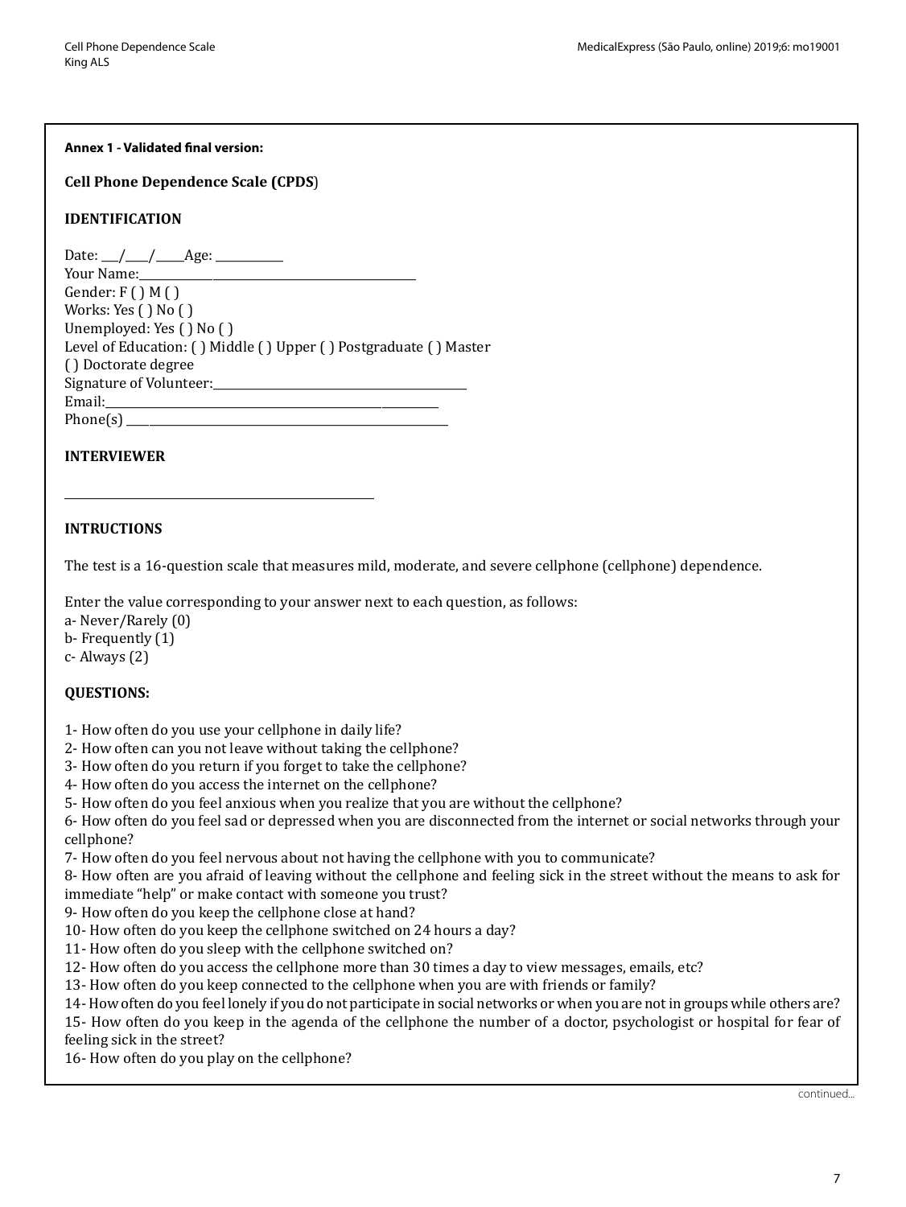**Annex 1 - Validated final version:**

**Cell Phone Dependence Scale (CPDS)**

**IDENTIFICATION**

Date: ___/____/_____Age: ___________
Your Name:_______________________________________________
Gender: F ( ) M ( )
Works: Yes ( ) No ( )
Unemployed: Yes ( ) No ( )
Level of Education: ( ) Middle ( ) Upper ( ) Postgraduate ( ) Master
( ) Doctorate degree
Signature of Volunteer:_________________________________________
Email:___________________________________________________________
Phone(s) _______________________________________________________

**INTERVIEWER**

_______________________________________________________

**INTRUCTIONS**

The test is a 16-question scale that measures mild, moderate, and severe cellphone (cellphone) dependence.

Enter the value corresponding to your answer next to each question, as follows:
a- Never/Rarely (0)
b- Frequently (1)
c- Always (2)

**QUESTIONS:**

1- How often do you use your cellphone in daily life?
2- How often can you not leave without taking the cellphone?
3- How often do you return if you forget to take the cellphone?
4- How often do you access the internet on the cellphone?
5- How often do you feel anxious when you realize that you are without the cellphone?
6- How often do you feel sad or depressed when you are disconnected from the internet or social networks through your cellphone?
7- How often do you feel nervous about not having the cellphone with you to communicate?
8- How often are you afraid of leaving without the cellphone and feeling sick in the street without the means to ask for immediate "help" or make contact with someone you trust?
9- How often do you keep the cellphone close at hand?
10- How often do you keep the cellphone switched on 24 hours a day?
11- How often do you sleep with the cellphone switched on?
12- How often do you access the cellphone more than 30 times a day to view messages, emails, etc?
13- How often do you keep connected to the cellphone when you are with friends or family?
14- How often do you feel lonely if you do not participate in social networks or when you are not in groups while others are?
15- How often do you keep in the agenda of the cellphone the number of a doctor, psychologist or hospital for fear of feeling sick in the street?
16- How often do you play on the cellphone?

continued...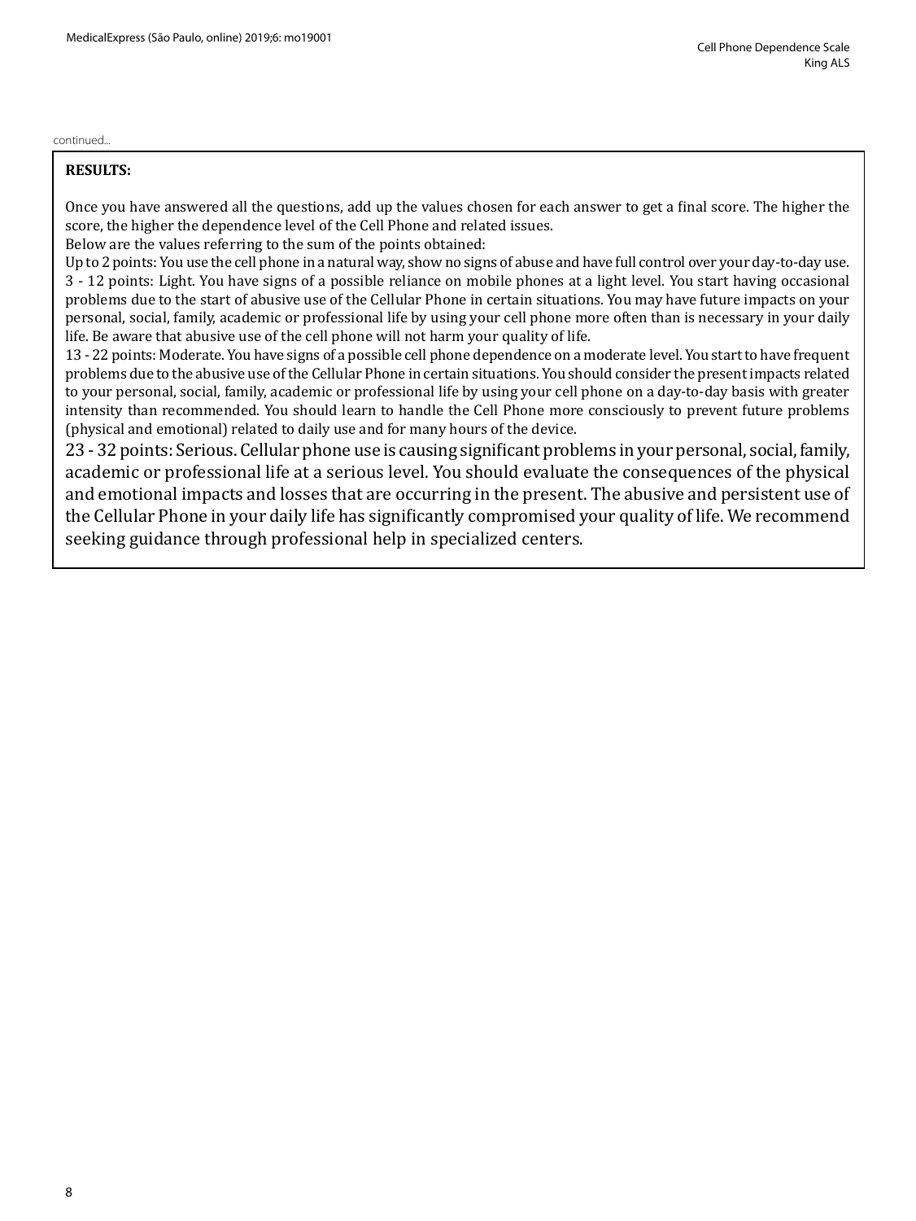continued...

**RESULTS:**

Once you have answered all the questions, add up the values chosen for each answer to get a final score. The higher the score, the higher the dependence level of the Cell Phone and related issues.

Below are the values referring to the sum of the points obtained:

Up to 2 points: You use the cell phone in a natural way, show no signs of abuse and have full control over your day-to-day use.

3 - 12 points: Light. You have signs of a possible reliance on mobile phones at a light level. You start having occasional problems due to the start of abusive use of the Cellular Phone in certain situations. You may have future impacts on your personal, social, family, academic or professional life by using your cell phone more often than is necessary in your daily life. Be aware that abusive use of the cell phone will not harm your quality of life.

13 - 22 points: Moderate. You have signs of a possible cell phone dependence on a moderate level. You start to have frequent problems due to the abusive use of the Cellular Phone in certain situations. You should consider the present impacts related to your personal, social, family, academic or professional life by using your cell phone on a day-to-day basis with greater intensity than recommended. You should learn to handle the Cell Phone more consciously to prevent future problems (physical and emotional) related to daily use and for many hours of the device.

23 - 32 points: Serious. Cellular phone use is causing significant problems in your personal, social, family, academic or professional life at a serious level. You should evaluate the consequences of the physical and emotional impacts and losses that are occurring in the present. The abusive and persistent use of the Cellular Phone in your daily life has significantly compromised your quality of life. We recommend seeking guidance through professional help in specialized centers.